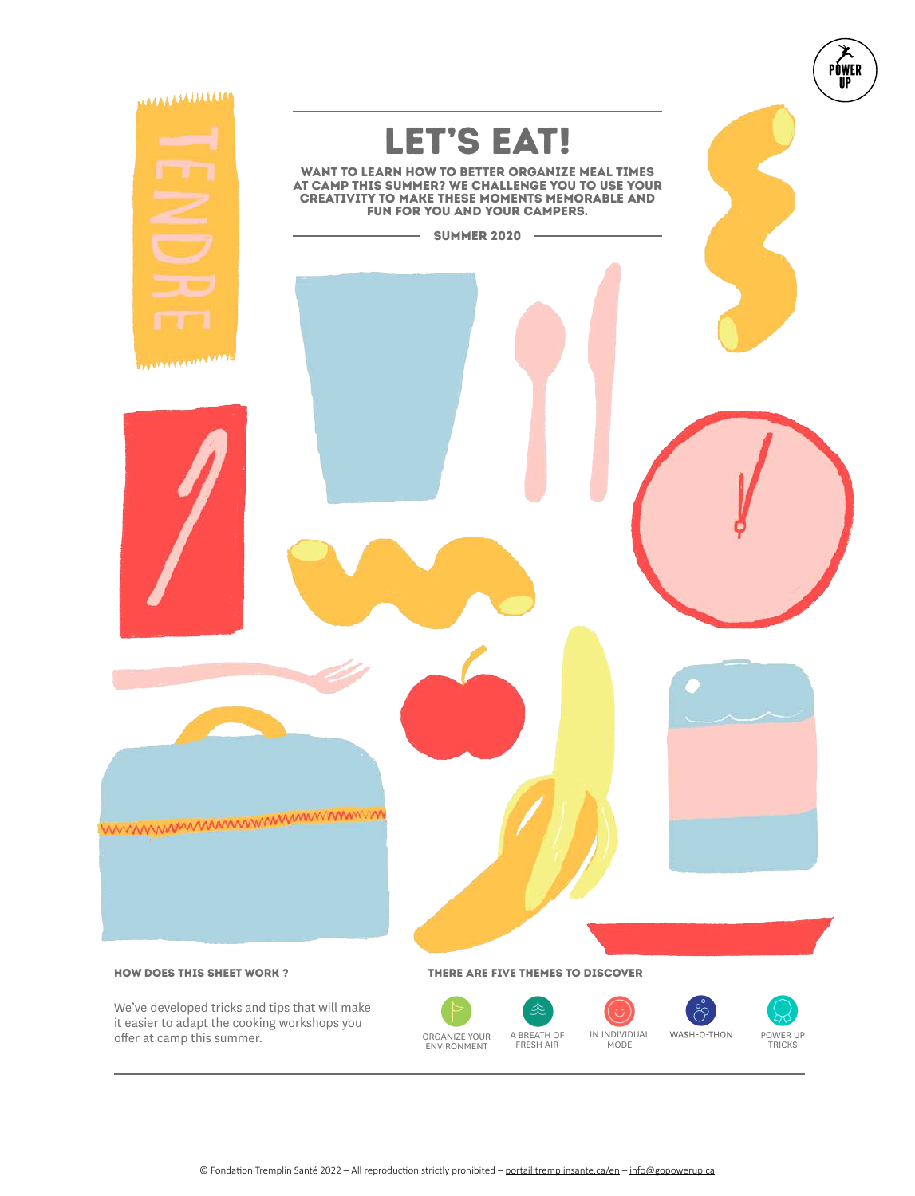# LET'S EAT!

**WANT TO LEARN HOW TO BETTER ORGANIZE MEAL TIMES AT CAMP THIS SUMMER? WE CHALLENGE YOU TO USE YOUR CREATIVITY TO MAKE THESE MOMENTS MEMORABLE AND FUN FOR YOU AND YOUR CAMPERS.**

**SUMMER 2020**

### HOW DOES THIS SHEET WORK ?

We've developed tricks and tips that will make it easier to adapt the cooking workshops you offer at camp this summer.

### THERE ARE FIVE THEMES TO DISCOVER

- ORGANIZE YOUR ENVIRONMENT
- A BREATH OF FRESH AIR
- IN INDIVIDUAL MODE
- WASH-O-THON
- POWER UP TRICKS

© Fondation Tremplin Santé 2022 – All reproduction strictly prohibited – portail.tremplinsante.ca/en – info@gopowerup.ca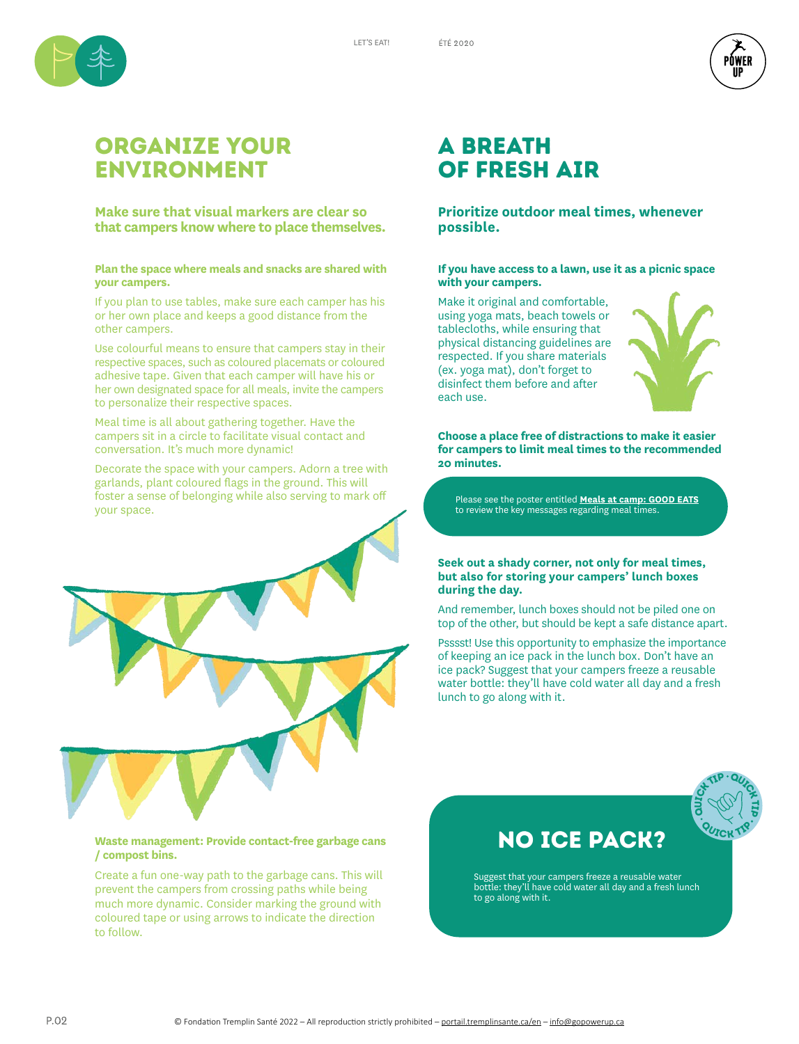## ORGANIZE YOUR ENVIRONMENT

### Make sure that visual markers are clear so that campers know where to place themselves.

**Plan the space where meals and snacks are shared with your campers.**

If you plan to use tables, make sure each camper has his or her own place and keeps a good distance from the other campers.

Use colourful means to ensure that campers stay in their respective spaces, such as coloured placemats or coloured adhesive tape. Given that each camper will have his or her own designated space for all meals, invite the campers to personalize their respective spaces.

Meal time is all about gathering together. Have the campers sit in a circle to facilitate visual contact and conversation. It's much more dynamic!

Decorate the space with your campers. Adorn a tree with garlands, plant coloured flags in the ground. This will foster a sense of belonging while also serving to mark off your space.

**Waste management: Provide contact-free garbage cans / compost bins.**

Create a fun one-way path to the garbage cans. This will prevent the campers from crossing paths while being much more dynamic. Consider marking the ground with coloured tape or using arrows to indicate the direction to follow.

## A BREATH OF FRESH AIR

### Prioritize outdoor meal times, whenever possible.

**If you have access to a lawn, use it as a picnic space with your campers.**

Make it original and comfortable, using yoga mats, beach towels or tablecloths, while ensuring that physical distancing guidelines are respected. If you share materials (ex. yoga mat), don't forget to disinfect them before and after each use.

**Choose a place free of distractions to make it easier for campers to limit meal times to the recommended 20 minutes.**

Please see the poster entitled **Meals at camp: GOOD EATS** to review the key messages regarding meal times.

**Seek out a shady corner, not only for meal times, but also for storing your campers' lunch boxes during the day.**

And remember, lunch boxes should not be piled one on top of the other, but should be kept a safe distance apart.

Psssst! Use this opportunity to emphasize the importance of keeping an ice pack in the lunch box. Don't have an ice pack? Suggest that your campers freeze a reusable water bottle: they'll have cold water all day and a fresh lunch to go along with it.

### NO ICE PACK?

QUICK TIP

Suggest that your campers freeze a reusable water bottle: they'll have cold water all day and a fresh lunch to go along with it.

© Fondation Tremplin Santé 2022 – All reproduction strictly prohibited – portail.tremplinsante.ca/en – info@gopowerup.ca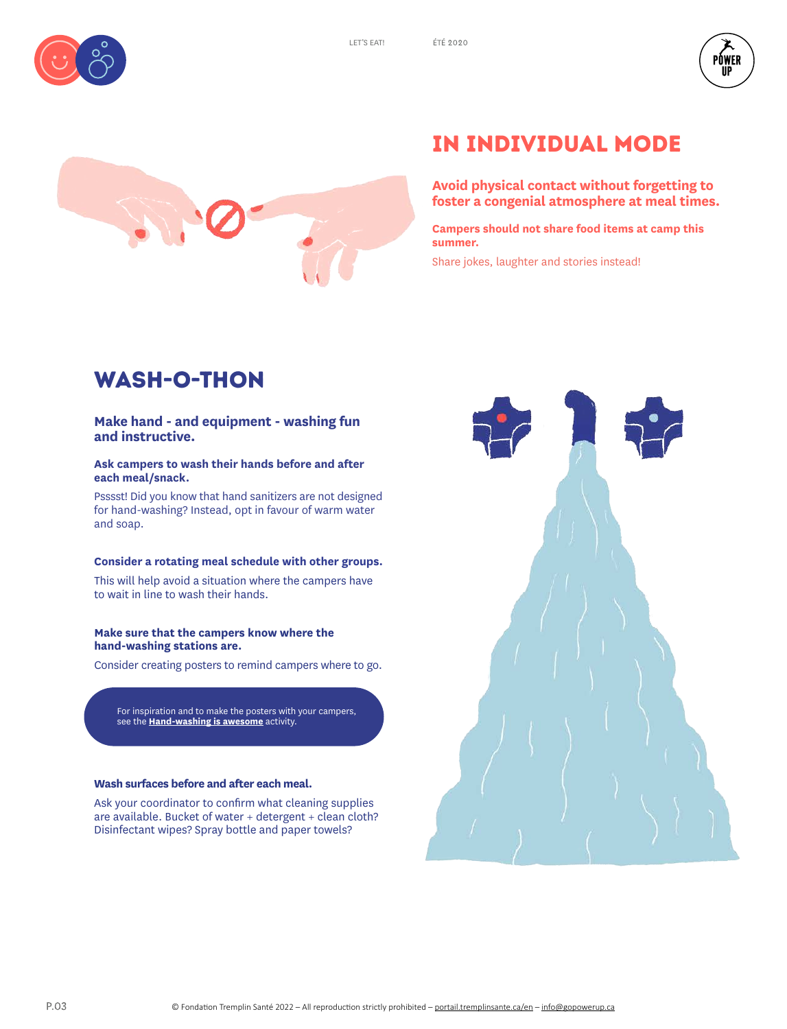## IN INDIVIDUAL MODE

**Avoid physical contact without forgetting to foster a congenial atmosphere at meal times.**

**Campers should not share food items at camp this summer.**

Share jokes, laughter and stories instead!

## WASH-O-THON

**Make hand - and equipment - washing fun and instructive.**

**Ask campers to wash their hands before and after each meal/snack.**

Psssst! Did you know that hand sanitizers are not designed for hand-washing? Instead, opt in favour of warm water and soap.

**Consider a rotating meal schedule with other groups.**

This will help avoid a situation where the campers have to wait in line to wash their hands.

**Make sure that the campers know where the hand-washing stations are.**

Consider creating posters to remind campers where to go.

> For inspiration and to make the posters with your campers, see the **Hand-washing is awesome** activity.

**Wash surfaces before and after each meal.**

Ask your coordinator to confirm what cleaning supplies are available. Bucket of water + detergent + clean cloth? Disinfectant wipes? Spray bottle and paper towels?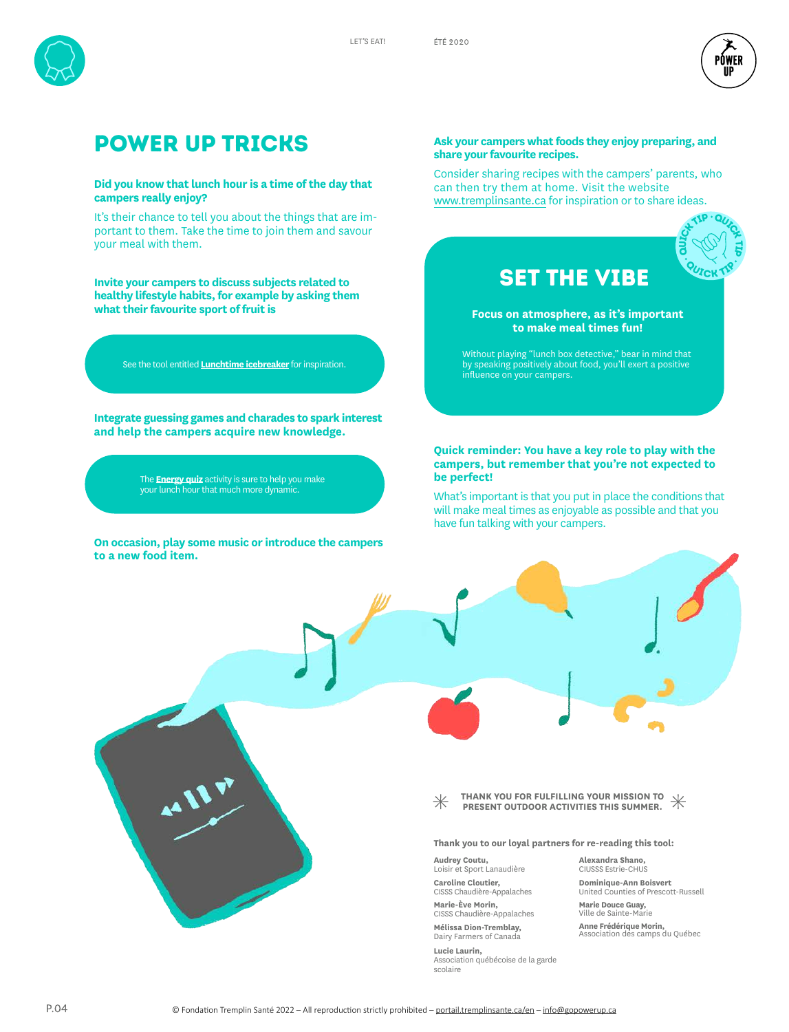# POWER UP TRICKS

**Did you know that lunch hour is a time of the day that campers really enjoy?**

It's their chance to tell you about the things that are important to them. Take the time to join them and savour your meal with them.

**Invite your campers to discuss subjects related to healthy lifestyle habits, for example by asking them what their favourite sport of fruit is**

See the tool entitled **Lunchtime icebreaker** for inspiration.

**Integrate guessing games and charades to spark interest and help the campers acquire new knowledge.**

The **Energy quiz** activity is sure to help you make your lunch hour that much more dynamic.

**On occasion, play some music or introduce the campers to a new food item.**

**Ask your campers what foods they enjoy preparing, and share your favourite recipes.**

Consider sharing recipes with the campers' parents, who can then try them at home. Visit the website www.tremplinsante.ca for inspiration or to share ideas.

## SET THE VIBE

QUICK TIP

**Focus on atmosphere, as it's important to make meal times fun!**

Without playing "lunch box detective," bear in mind that by speaking positively about food, you'll exert a positive influence on your campers.

**Quick reminder: You have a key role to play with the campers, but remember that you're not expected to be perfect!**

What's important is that you put in place the conditions that will make meal times as enjoyable as possible and that you have fun talking with your campers.

**THANK YOU FOR FULFILLING YOUR MISSION TO PRESENT OUTDOOR ACTIVITIES THIS SUMMER.**

**Thank you to our loyal partners for re-reading this tool:**

**Audrey Coutu,**
Loisir et Sport Lanaudière

**Caroline Cloutier,**
CISSS Chaudière-Appalaches

**Marie-Ève Morin,**
CISSS Chaudière-Appalaches

**Mélissa Dion-Tremblay,**
Dairy Farmers of Canada

**Lucie Laurin,**
Association québécoise de la garde scolaire

**Alexandra Shano,**
CIUSSS Estrie-CHUS

**Dominique-Ann Boisvert**
United Counties of Prescott-Russell

**Marie Douce Guay,**
Ville de Sainte-Marie

**Anne Frédérique Morin,**
Association des camps du Québec

© Fondation Tremplin Santé 2022 – All reproduction strictly prohibited – portail.tremplinsante.ca/en – info@gopowerup.ca